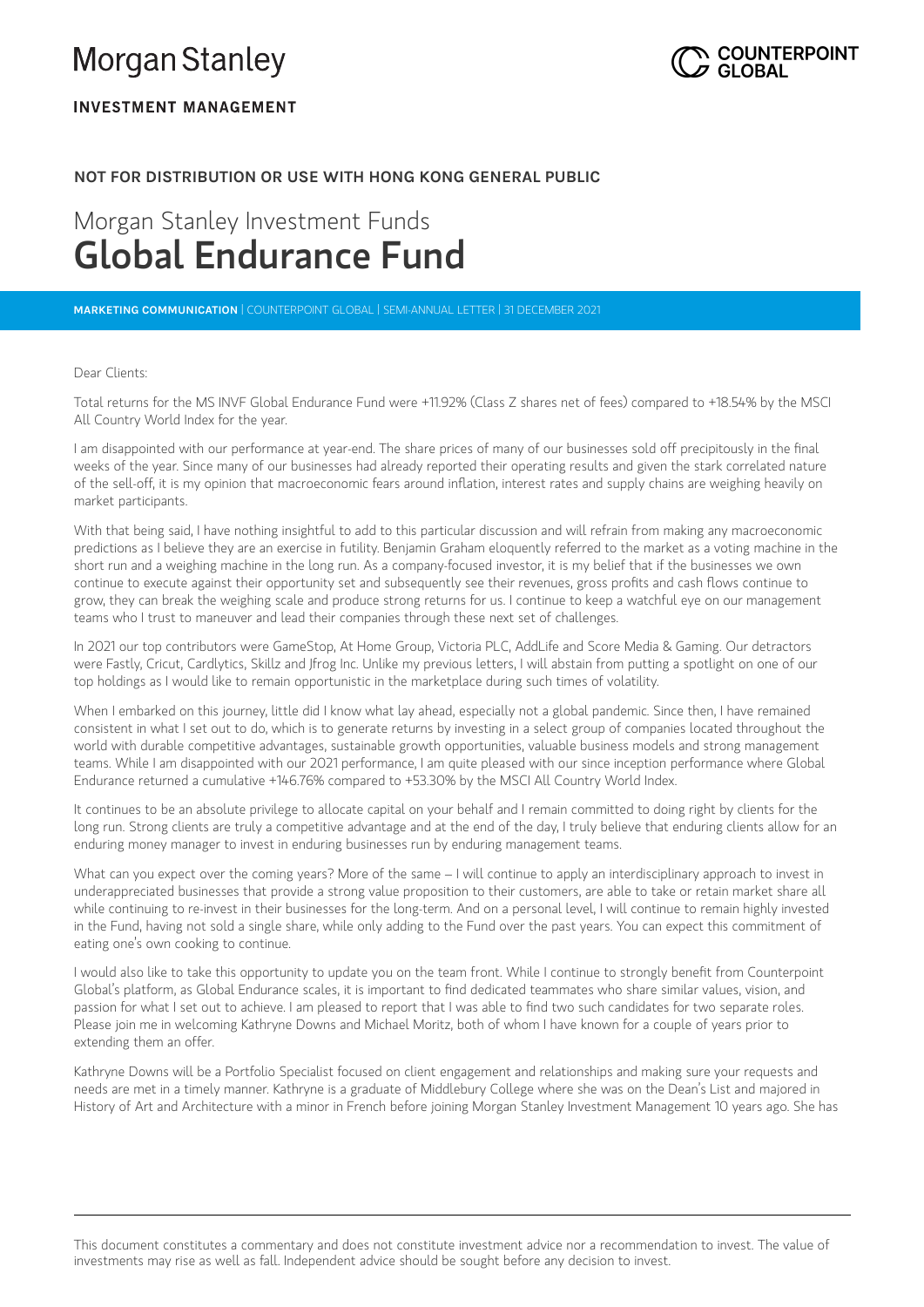Morgan Stanley

**INVESTMENT MANAGEMENT**

COUNTERPOINT GLOBAL

**NOT FOR DISTRIBUTION OR USE WITH HONG KONG GENERAL PUBLIC**

# Morgan Stanley Investment Funds
# Global Endurance Fund

**MARKETING COMMUNICATION** | COUNTERPOINT GLOBAL | SEMI-ANNUAL LETTER | 31 DECEMBER 2021

Dear Clients:

Total returns for the MS INVF Global Endurance Fund were +11.92% (Class Z shares net of fees) compared to +18.54% by the MSCI All Country World Index for the year.

I am disappointed with our performance at year-end. The share prices of many of our businesses sold off precipitously in the final weeks of the year. Since many of our businesses had already reported their operating results and given the stark correlated nature of the sell-off, it is my opinion that macroeconomic fears around inflation, interest rates and supply chains are weighing heavily on market participants.

With that being said, I have nothing insightful to add to this particular discussion and will refrain from making any macroeconomic predictions as I believe they are an exercise in futility. Benjamin Graham eloquently referred to the market as a voting machine in the short run and a weighing machine in the long run. As a company-focused investor, it is my belief that if the businesses we own continue to execute against their opportunity set and subsequently see their revenues, gross profits and cash flows continue to grow, they can break the weighing scale and produce strong returns for us. I continue to keep a watchful eye on our management teams who I trust to maneuver and lead their companies through these next set of challenges.

In 2021 our top contributors were GameStop, At Home Group, Victoria PLC, AddLife and Score Media & Gaming. Our detractors were Fastly, Cricut, Cardlytics, Skillz and Jfrog Inc. Unlike my previous letters, I will abstain from putting a spotlight on one of our top holdings as I would like to remain opportunistic in the marketplace during such times of volatility.

When I embarked on this journey, little did I know what lay ahead, especially not a global pandemic. Since then, I have remained consistent in what I set out to do, which is to generate returns by investing in a select group of companies located throughout the world with durable competitive advantages, sustainable growth opportunities, valuable business models and strong management teams. While I am disappointed with our 2021 performance, I am quite pleased with our since inception performance where Global Endurance returned a cumulative +146.76% compared to +53.30% by the MSCI All Country World Index.

It continues to be an absolute privilege to allocate capital on your behalf and I remain committed to doing right by clients for the long run. Strong clients are truly a competitive advantage and at the end of the day, I truly believe that enduring clients allow for an enduring money manager to invest in enduring businesses run by enduring management teams.

What can you expect over the coming years? More of the same – I will continue to apply an interdisciplinary approach to invest in underappreciated businesses that provide a strong value proposition to their customers, are able to take or retain market share all while continuing to re-invest in their businesses for the long-term. And on a personal level, I will continue to remain highly invested in the Fund, having not sold a single share, while only adding to the Fund over the past years. You can expect this commitment of eating one's own cooking to continue.

I would also like to take this opportunity to update you on the team front. While I continue to strongly benefit from Counterpoint Global's platform, as Global Endurance scales, it is important to find dedicated teammates who share similar values, vision, and passion for what I set out to achieve. I am pleased to report that I was able to find two such candidates for two separate roles. Please join me in welcoming Kathryne Downs and Michael Moritz, both of whom I have known for a couple of years prior to extending them an offer.

Kathryne Downs will be a Portfolio Specialist focused on client engagement and relationships and making sure your requests and needs are met in a timely manner. Kathryne is a graduate of Middlebury College where she was on the Dean's List and majored in History of Art and Architecture with a minor in French before joining Morgan Stanley Investment Management 10 years ago. She has

This document constitutes a commentary and does not constitute investment advice nor a recommendation to invest. The value of investments may rise as well as fall. Independent advice should be sought before any decision to invest.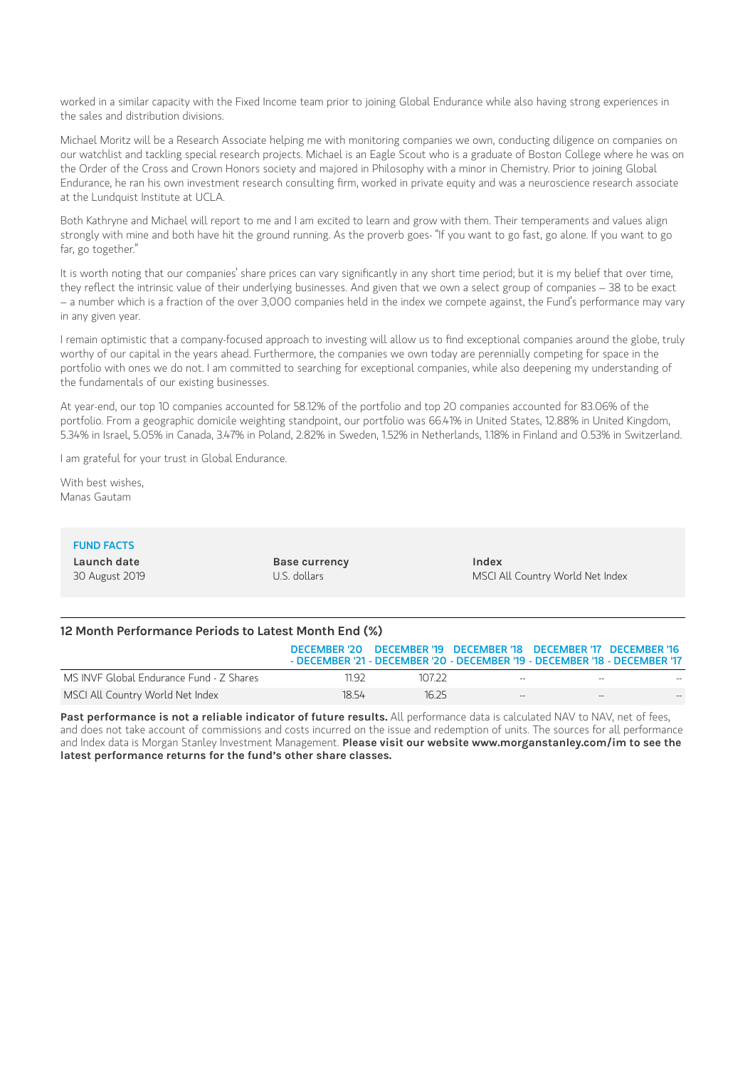worked in a similar capacity with the Fixed Income team prior to joining Global Endurance while also having strong experiences in the sales and distribution divisions.

Michael Moritz will be a Research Associate helping me with monitoring companies we own, conducting diligence on companies on our watchlist and tackling special research projects. Michael is an Eagle Scout who is a graduate of Boston College where he was on the Order of the Cross and Crown Honors society and majored in Philosophy with a minor in Chemistry. Prior to joining Global Endurance, he ran his own investment research consulting firm, worked in private equity and was a neuroscience research associate at the Lundquist Institute at UCLA.

Both Kathryne and Michael will report to me and I am excited to learn and grow with them. Their temperaments and values align strongly with mine and both have hit the ground running. As the proverb goes- "If you want to go fast, go alone. If you want to go far, go together."

It is worth noting that our companies' share prices can vary significantly in any short time period; but it is my belief that over time, they reflect the intrinsic value of their underlying businesses. And given that we own a select group of companies – 38 to be exact – a number which is a fraction of the over 3,000 companies held in the index we compete against, the Fund's performance may vary in any given year.

I remain optimistic that a company-focused approach to investing will allow us to find exceptional companies around the globe, truly worthy of our capital in the years ahead. Furthermore, the companies we own today are perennially competing for space in the portfolio with ones we do not. I am committed to searching for exceptional companies, while also deepening my understanding of the fundamentals of our existing businesses.

At year-end, our top 10 companies accounted for 58.12% of the portfolio and top 20 companies accounted for 83.06% of the portfolio. From a geographic domicile weighting standpoint, our portfolio was 66.41% in United States, 12.88% in United Kingdom, 5.34% in Israel, 5.05% in Canada, 3.47% in Poland, 2.82% in Sweden, 1.52% in Netherlands, 1.18% in Finland and 0.53% in Switzerland.

I am grateful for your trust in Global Endurance.

With best wishes,
Manas Gautam

**FUND FACTS**

| Launch date | Base currency | Index |
|---|---|---|
| 30 August 2019 | U.S. dollars | MSCI All Country World Net Index |

**12 Month Performance Periods to Latest Month End (%)**

| | DECEMBER '20 - DECEMBER '21 | DECEMBER '19 - DECEMBER '20 | DECEMBER '18 - DECEMBER '19 | DECEMBER '17 - DECEMBER '18 | DECEMBER '16 - DECEMBER '17 |
|---|---|---|---|---|---|
| MS INVF Global Endurance Fund - Z Shares | 11.92 | 107.22 | -- | -- | -- |
| MSCI All Country World Net Index | 18.54 | 16.25 | -- | -- | -- |

**Past performance is not a reliable indicator of future results.** All performance data is calculated NAV to NAV, net of fees, and does not take account of commissions and costs incurred on the issue and redemption of units. The sources for all performance and Index data is Morgan Stanley Investment Management. **Please visit our website www.morganstanley.com/im to see the latest performance returns for the fund's other share classes.**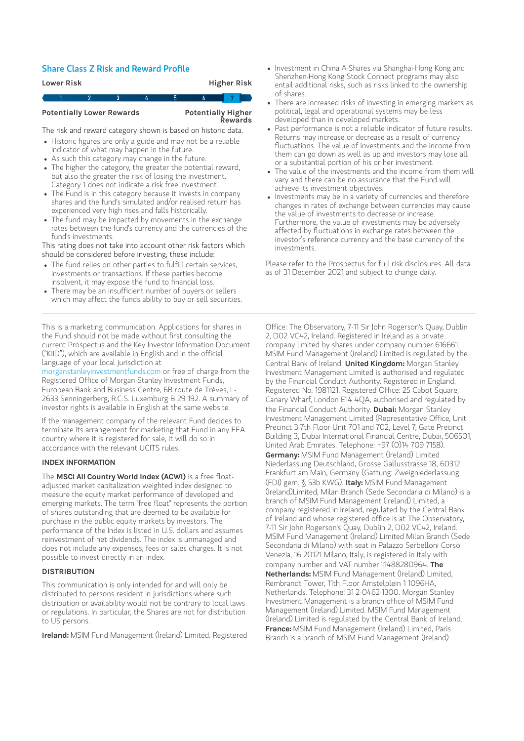## Share Class Z Risk and Reward Profile

| Lower Risk | | | | | | Higher Risk |
|---|---|---|---|---|---|---|
| 1 | 2 | 3 | 4 | 5 | 6 | **7** |
| Potentially Lower Rewards | | | | | | Potentially Higher Rewards |

The risk and reward category shown is based on historic data.

- Historic figures are only a guide and may not be a reliable indicator of what may happen in the future.
- As such this category may change in the future.
- The higher the category, the greater the potential reward, but also the greater the risk of losing the investment. Category 1 does not indicate a risk free investment.
- The Fund is in this category because it invests in company shares and the fund's simulated and/or realised return has experienced very high rises and falls historically.
- The fund may be impacted by movements in the exchange rates between the fund's currency and the currencies of the fund's investments.

This rating does not take into account other risk factors which should be considered before investing, these include:

- The fund relies on other parties to fulfill certain services, investments or transactions. If these parties become insolvent, it may expose the fund to financial loss.
- There may be an insufficient number of buyers or sellers which may affect the funds ability to buy or sell securities.
- Investment in China A-Shares via Shanghai-Hong Kong and Shenzhen-Hong Kong Stock Connect programs may also entail additional risks, such as risks linked to the ownership of shares.
- There are increased risks of investing in emerging markets as political, legal and operational systems may be less developed than in developed markets.
- Past performance is not a reliable indicator of future results. Returns may increase or decrease as a result of currency fluctuations. The value of investments and the income from them can go down as well as up and investors may lose all or a substantial portion of his or her investment.
- The value of the investments and the income from them will vary and there can be no assurance that the Fund will achieve its investment objectives.
- Investments may be in a variety of currencies and therefore changes in rates of exchange between currencies may cause the value of investments to decrease or increase. Furthermore, the value of investments may be adversely affected by fluctuations in exchange rates between the investor's reference currency and the base currency of the investments.

Please refer to the Prospectus for full risk disclosures. All data as of 31 December 2021 and subject to change daily.

---

This is a marketing communication. Applications for shares in the Fund should not be made without first consulting the current Prospectus and the Key Investor Information Document ("KIID"), which are available in English and in the official language of your local jurisdiction at morganstanleyinvestmentfunds.com or free of charge from the Registered Office of Morgan Stanley Investment Funds, European Bank and Business Centre, 6B route de Trèves, L-2633 Senningerberg, R.C.S. Luxemburg B 29 192. A summary of investor rights is available in English at the same website.

If the management company of the relevant Fund decides to terminate its arrangement for marketing that Fund in any EEA country where it is registered for sale, it will do so in accordance with the relevant UCITS rules.

### INDEX INFORMATION

The **MSCI All Country World Index (ACWI)** is a free float-adjusted market capitalization weighted index designed to measure the equity market performance of developed and emerging markets. The term "free float" represents the portion of shares outstanding that are deemed to be available for purchase in the public equity markets by investors. The performance of the Index is listed in U.S. dollars and assumes reinvestment of net dividends. The index is unmanaged and does not include any expenses, fees or sales charges. It is not possible to invest directly in an index.

### DISTRIBUTION

This communication is only intended for and will only be distributed to persons resident in jurisdictions where such distribution or availability would not be contrary to local laws or regulations. In particular, the Shares are not for distribution to US persons.

**Ireland:** MSIM Fund Management (Ireland) Limited. Registered Office: The Observatory, 7-11 Sir John Rogerson's Quay, Dublin 2, D02 VC42, Ireland. Registered in Ireland as a private company limited by shares under company number 616661. MSIM Fund Management (Ireland) Limited is regulated by the Central Bank of Ireland. **United Kingdom:** Morgan Stanley Investment Management Limited is authorised and regulated by the Financial Conduct Authority. Registered in England. Registered No. 1981121. Registered Office: 25 Cabot Square, Canary Wharf, London E14 4QA, authorised and regulated by the Financial Conduct Authority. **Dubai:** Morgan Stanley Investment Management Limited (Representative Office, Unit Precinct 3-7th Floor-Unit 701 and 702, Level 7, Gate Precinct Building 3, Dubai International Financial Centre, Dubai, 506501, United Arab Emirates. Telephone: +97 (0)14 709 7158). **Germany:** MSIM Fund Management (Ireland) Limited Niederlassung Deutschland, Grosse Gallusstrasse 18, 60312 Frankfurt am Main, Germany (Gattung: Zweigniederlassung (FDI) gem. § 53b KWG). **Italy:** MSIM Fund Management (Ireland)Limited, Milan Branch (Sede Secondaria di Milano) is a branch of MSIM Fund Management (Ireland) Limited, a company registered in Ireland, regulated by the Central Bank of Ireland and whose registered office is at The Observatory, 7-11 Sir John Rogerson's Quay, Dublin 2, D02 VC42, Ireland. MSIM Fund Management (Ireland) Limited Milan Branch (Sede Secondaria di Milano) with seat in Palazzo Serbelloni Corso Venezia, 16 20121 Milano, Italy, is registered in Italy with company number and VAT number 11488280964. **The Netherlands:** MSIM Fund Management (Ireland) Limited, Rembrandt Tower, 11th Floor Amstelplein 1 1096HA, Netherlands. Telephone: 31 2-0462-1300. Morgan Stanley Investment Management is a branch office of MSIM Fund Management (Ireland) Limited. MSIM Fund Management (Ireland) Limited is regulated by the Central Bank of Ireland. **France:** MSIM Fund Management (Ireland) Limited, Paris Branch is a branch of MSIM Fund Management (Ireland)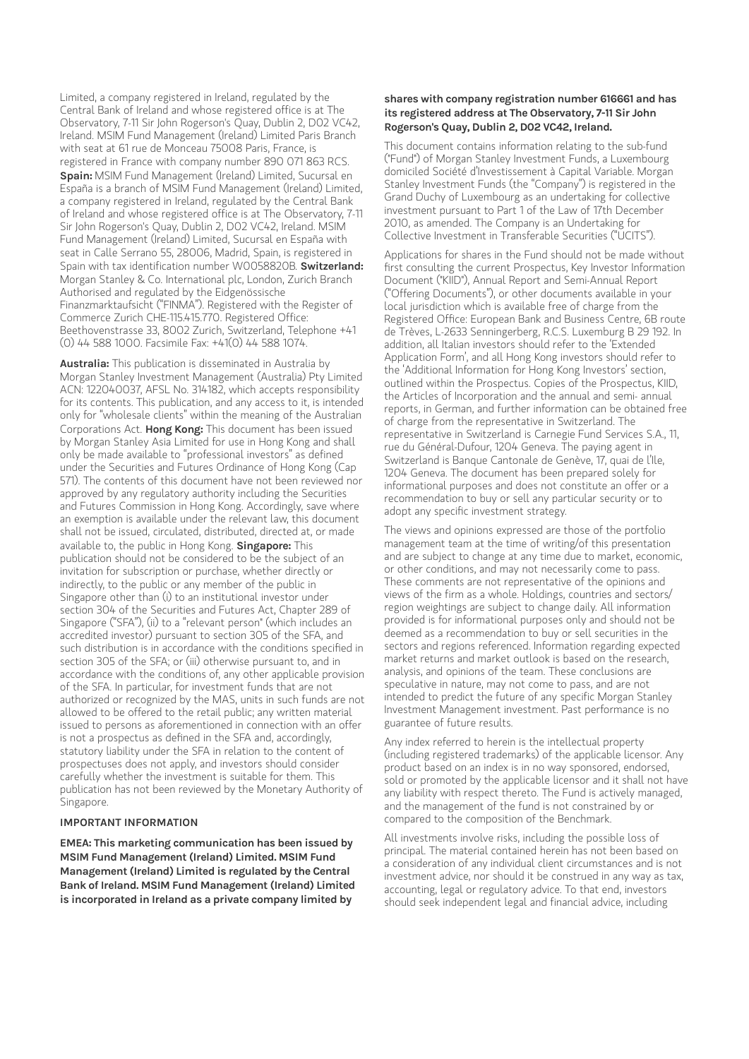Limited, a company registered in Ireland, regulated by the Central Bank of Ireland and whose registered office is at The Observatory, 7-11 Sir John Rogerson's Quay, Dublin 2, D02 VC42, Ireland. MSIM Fund Management (Ireland) Limited Paris Branch with seat at 61 rue de Monceau 75008 Paris, France, is registered in France with company number 890 071 863 RCS. **Spain:** MSIM Fund Management (Ireland) Limited, Sucursal en España is a branch of MSIM Fund Management (Ireland) Limited, a company registered in Ireland, regulated by the Central Bank of Ireland and whose registered office is at The Observatory, 7-11 Sir John Rogerson's Quay, Dublin 2, D02 VC42, Ireland. MSIM Fund Management (Ireland) Limited, Sucursal en España with seat in Calle Serrano 55, 28006, Madrid, Spain, is registered in Spain with tax identification number W0058820B. **Switzerland:** Morgan Stanley & Co. International plc, London, Zurich Branch Authorised and regulated by the Eidgenössische Finanzmarktaufsicht ("FINMA"). Registered with the Register of Commerce Zurich CHE-115.415.770. Registered Office: Beethovenstrasse 33, 8002 Zurich, Switzerland, Telephone +41 (0) 44 588 1000. Facsimile Fax: +41(0) 44 588 1074.

**Australia:** This publication is disseminated in Australia by Morgan Stanley Investment Management (Australia) Pty Limited ACN: 122040037, AFSL No. 314182, which accepts responsibility for its contents. This publication, and any access to it, is intended only for "wholesale clients" within the meaning of the Australian Corporations Act. **Hong Kong:** This document has been issued by Morgan Stanley Asia Limited for use in Hong Kong and shall only be made available to "professional investors" as defined under the Securities and Futures Ordinance of Hong Kong (Cap 571). The contents of this document have not been reviewed nor approved by any regulatory authority including the Securities and Futures Commission in Hong Kong. Accordingly, save where an exemption is available under the relevant law, this document shall not be issued, circulated, distributed, directed at, or made available to, the public in Hong Kong. **Singapore:** This publication should not be considered to be the subject of an invitation for subscription or purchase, whether directly or indirectly, to the public or any member of the public in Singapore other than (i) to an institutional investor under section 304 of the Securities and Futures Act, Chapter 289 of Singapore ("SFA"), (ii) to a "relevant person" (which includes an accredited investor) pursuant to section 305 of the SFA, and such distribution is in accordance with the conditions specified in section 305 of the SFA; or (iii) otherwise pursuant to, and in accordance with the conditions of, any other applicable provision of the SFA. In particular, for investment funds that are not authorized or recognized by the MAS, units in such funds are not allowed to be offered to the retail public; any written material issued to persons as aforementioned in connection with an offer is not a prospectus as defined in the SFA and, accordingly, statutory liability under the SFA in relation to the content of prospectuses does not apply, and investors should consider carefully whether the investment is suitable for them. This publication has not been reviewed by the Monetary Authority of Singapore.

## IMPORTANT INFORMATION

**EMEA: This marketing communication has been issued by MSIM Fund Management (Ireland) Limited. MSIM Fund Management (Ireland) Limited is regulated by the Central Bank of Ireland. MSIM Fund Management (Ireland) Limited is incorporated in Ireland as a private company limited by shares with company registration number 616661 and has its registered address at The Observatory, 7-11 Sir John Rogerson's Quay, Dublin 2, D02 VC42, Ireland.**

This document contains information relating to the sub-fund ("Fund") of Morgan Stanley Investment Funds, a Luxembourg domiciled Société d'Investissement à Capital Variable. Morgan Stanley Investment Funds (the "Company") is registered in the Grand Duchy of Luxembourg as an undertaking for collective investment pursuant to Part 1 of the Law of 17th December 2010, as amended. The Company is an Undertaking for Collective Investment in Transferable Securities ("UCITS").

Applications for shares in the Fund should not be made without first consulting the current Prospectus, Key Investor Information Document ("KIID"), Annual Report and Semi-Annual Report ("Offering Documents"), or other documents available in your local jurisdiction which is available free of charge from the Registered Office: European Bank and Business Centre, 6B route de Trèves, L-2633 Senningerberg, R.C.S. Luxemburg B 29 192. In addition, all Italian investors should refer to the 'Extended Application Form', and all Hong Kong investors should refer to the 'Additional Information for Hong Kong Investors' section, outlined within the Prospectus. Copies of the Prospectus, KIID, the Articles of Incorporation and the annual and semi- annual reports, in German, and further information can be obtained free of charge from the representative in Switzerland. The representative in Switzerland is Carnegie Fund Services S.A., 11, rue du Général-Dufour, 1204 Geneva. The paying agent in Switzerland is Banque Cantonale de Genève, 17, quai de l'Ile, 1204 Geneva. The document has been prepared solely for informational purposes and does not constitute an offer or a recommendation to buy or sell any particular security or to adopt any specific investment strategy.

The views and opinions expressed are those of the portfolio management team at the time of writing/of this presentation and are subject to change at any time due to market, economic, or other conditions, and may not necessarily come to pass. These comments are not representative of the opinions and views of the firm as a whole. Holdings, countries and sectors/region weightings are subject to change daily. All information provided is for informational purposes only and should not be deemed as a recommendation to buy or sell securities in the sectors and regions referenced. Information regarding expected market returns and market outlook is based on the research, analysis, and opinions of the team. These conclusions are speculative in nature, may not come to pass, and are not intended to predict the future of any specific Morgan Stanley Investment Management investment. Past performance is no guarantee of future results.

Any index referred to herein is the intellectual property (including registered trademarks) of the applicable licensor. Any product based on an index is in no way sponsored, endorsed, sold or promoted by the applicable licensor and it shall not have any liability with respect thereto. The Fund is actively managed, and the management of the fund is not constrained by or compared to the composition of the Benchmark.

All investments involve risks, including the possible loss of principal. The material contained herein has not been based on a consideration of any individual client circumstances and is not investment advice, nor should it be construed in any way as tax, accounting, legal or regulatory advice. To that end, investors should seek independent legal and financial advice, including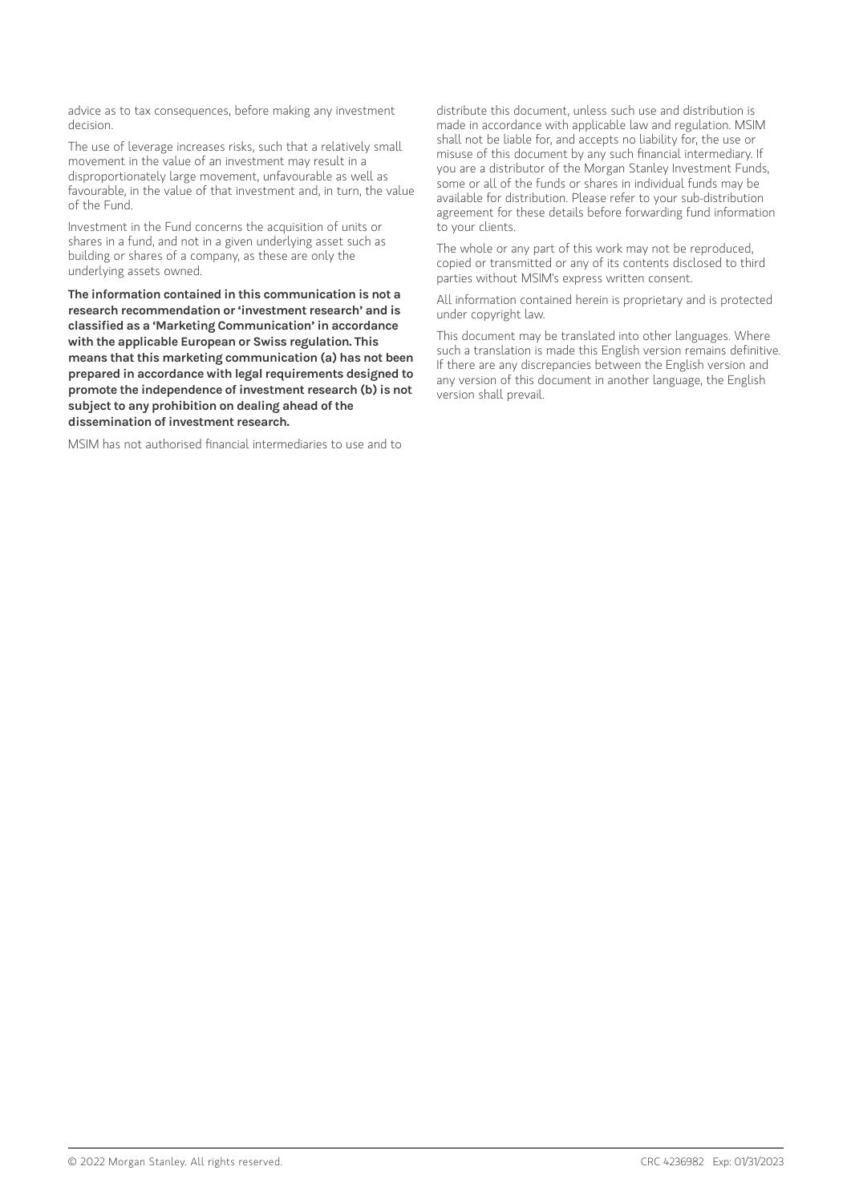advice as to tax consequences, before making any investment decision.

The use of leverage increases risks, such that a relatively small movement in the value of an investment may result in a disproportionately large movement, unfavourable as well as favourable, in the value of that investment and, in turn, the value of the Fund.

Investment in the Fund concerns the acquisition of units or shares in a fund, and not in a given underlying asset such as building or shares of a company, as these are only the underlying assets owned.

**The information contained in this communication is not a research recommendation or 'investment research' and is classified as a 'Marketing Communication' in accordance with the applicable European or Swiss regulation. This means that this marketing communication (a) has not been prepared in accordance with legal requirements designed to promote the independence of investment research (b) is not subject to any prohibition on dealing ahead of the dissemination of investment research.**

MSIM has not authorised financial intermediaries to use and to distribute this document, unless such use and distribution is made in accordance with applicable law and regulation. MSIM shall not be liable for, and accepts no liability for, the use or misuse of this document by any such financial intermediary. If you are a distributor of the Morgan Stanley Investment Funds, some or all of the funds or shares in individual funds may be available for distribution. Please refer to your sub-distribution agreement for these details before forwarding fund information to your clients.

The whole or any part of this work may not be reproduced, copied or transmitted or any of its contents disclosed to third parties without MSIM's express written consent.

All information contained herein is proprietary and is protected under copyright law.

This document may be translated into other languages. Where such a translation is made this English version remains definitive. If there are any discrepancies between the English version and any version of this document in another language, the English version shall prevail.

© 2022 Morgan Stanley. All rights reserved.

CRC 4236982 Exp: 01/31/2023